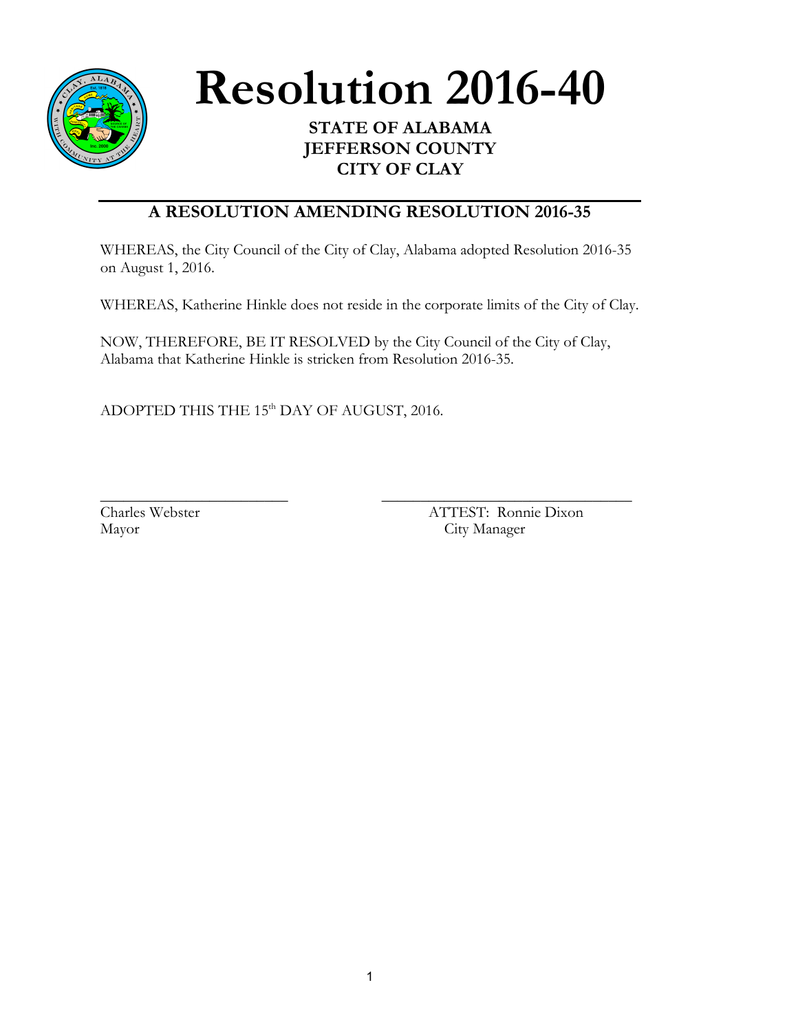# Resolution 2016-40

**STATE OF ALABAMA**
**JEFFERSON COUNTY**
**CITY OF CLAY**

## A RESOLUTION AMENDING RESOLUTION 2016-35

WHEREAS, the City Council of the City of Clay, Alabama adopted Resolution 2016-35 on August 1, 2016.

WHEREAS, Katherine Hinkle does not reside in the corporate limits of the City of Clay.

NOW, THEREFORE, BE IT RESOLVED by the City Council of the City of Clay, Alabama that Katherine Hinkle is stricken from Resolution 2016-35.

ADOPTED THIS THE 15th DAY OF AUGUST, 2016.

\_\_\_\_\_\_\_\_\_\_\_\_\_\_\_\_\_\_\_\_\_\_\_\_
Charles Webster
Mayor

\_\_\_\_\_\_\_\_\_\_\_\_\_\_\_\_\_\_\_\_\_\_\_\_\_\_\_\_\_\_\_\_
ATTEST: Ronnie Dixon
City Manager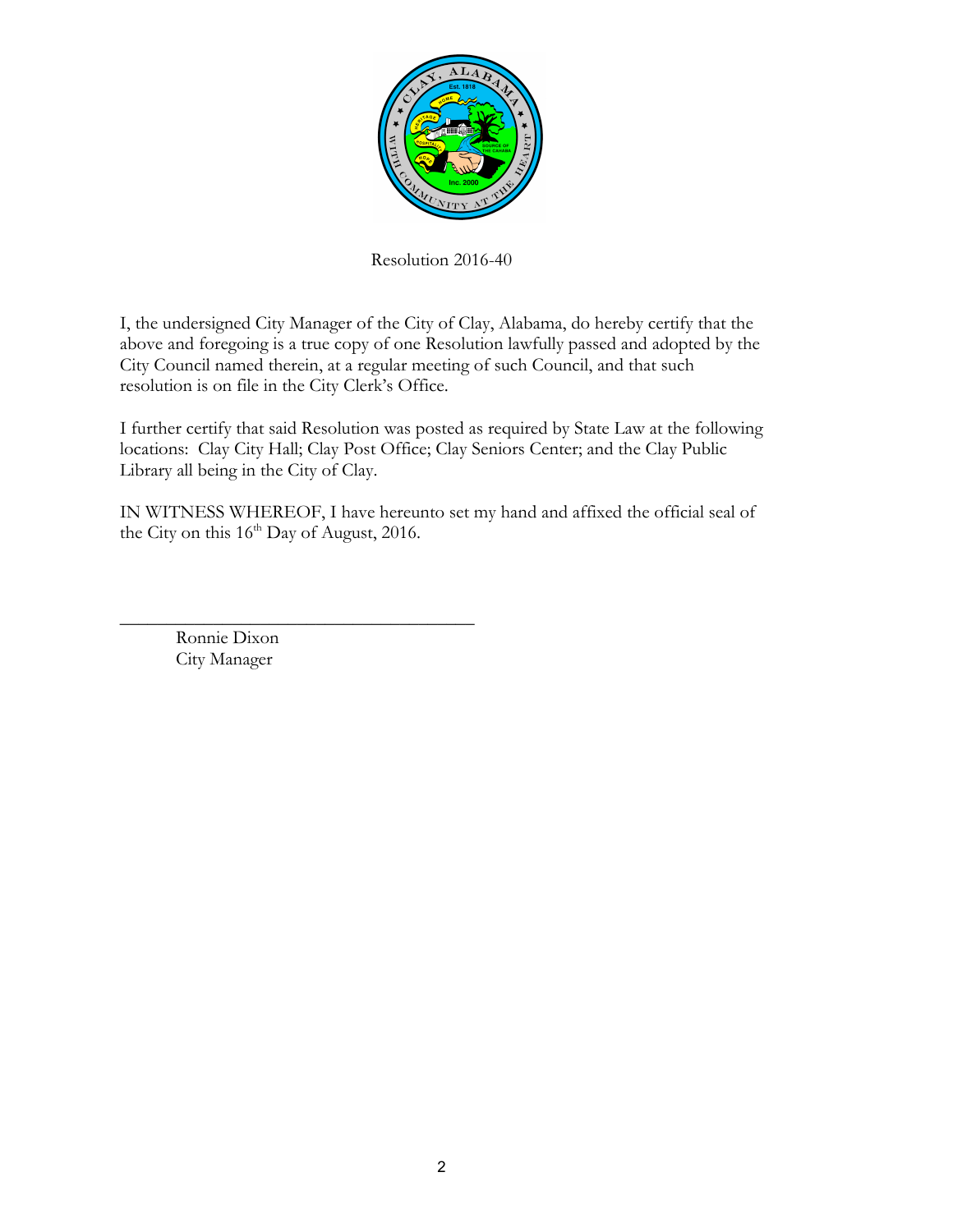Resolution 2016-40

I, the undersigned City Manager of the City of Clay, Alabama, do hereby certify that the above and foregoing is a true copy of one Resolution lawfully passed and adopted by the City Council named therein, at a regular meeting of such Council, and that such resolution is on file in the City Clerk's Office.

I further certify that said Resolution was posted as required by State Law at the following locations: Clay City Hall; Clay Post Office; Clay Seniors Center; and the Clay Public Library all being in the City of Clay.

IN WITNESS WHEREOF, I have hereunto set my hand and affixed the official seal of the City on this 16th Day of August, 2016.

\_\_\_\_\_\_\_\_\_\_\_\_\_\_\_\_\_\_\_\_\_\_\_\_\_\_\_\_\_\_\_\_\_\_\_\_\_\_\_\_

Ronnie Dixon
City Manager